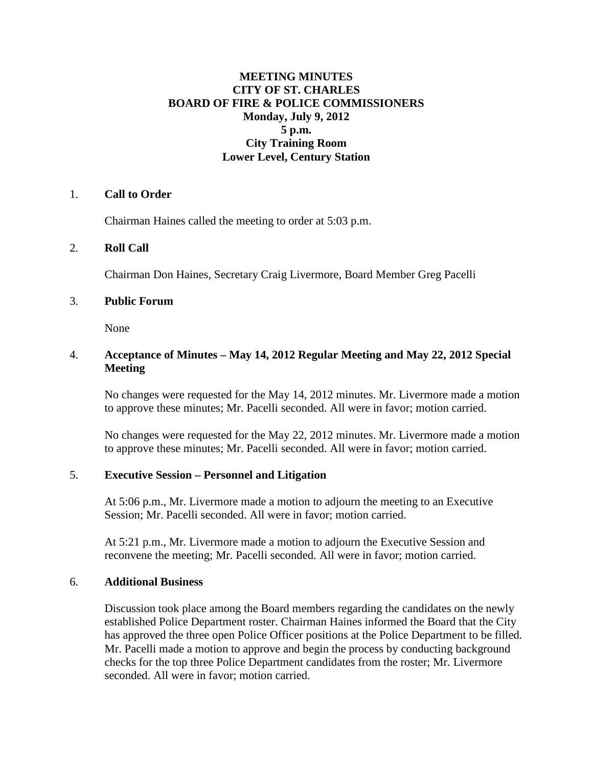# MEETING MINUTES
# CITY OF ST. CHARLES
# BOARD OF FIRE & POLICE COMMISSIONERS

**Monday, July 9, 2012**
**5 p.m.**
**City Training Room**
**Lower Level, Century Station**

1. **Call to Order**

   Chairman Haines called the meeting to order at 5:03 p.m.

2. **Roll Call**

   Chairman Don Haines, Secretary Craig Livermore, Board Member Greg Pacelli

3. **Public Forum**

   None

4. **Acceptance of Minutes – May 14, 2012 Regular Meeting and May 22, 2012 Special Meeting**

   No changes were requested for the May 14, 2012 minutes. Mr. Livermore made a motion to approve these minutes; Mr. Pacelli seconded. All were in favor; motion carried.

   No changes were requested for the May 22, 2012 minutes. Mr. Livermore made a motion to approve these minutes; Mr. Pacelli seconded. All were in favor; motion carried.

5. **Executive Session – Personnel and Litigation**

   At 5:06 p.m., Mr. Livermore made a motion to adjourn the meeting to an Executive Session; Mr. Pacelli seconded. All were in favor; motion carried.

   At 5:21 p.m., Mr. Livermore made a motion to adjourn the Executive Session and reconvene the meeting; Mr. Pacelli seconded. All were in favor; motion carried.

6. **Additional Business**

   Discussion took place among the Board members regarding the candidates on the newly established Police Department roster. Chairman Haines informed the Board that the City has approved the three open Police Officer positions at the Police Department to be filled. Mr. Pacelli made a motion to approve and begin the process by conducting background checks for the top three Police Department candidates from the roster; Mr. Livermore seconded. All were in favor; motion carried.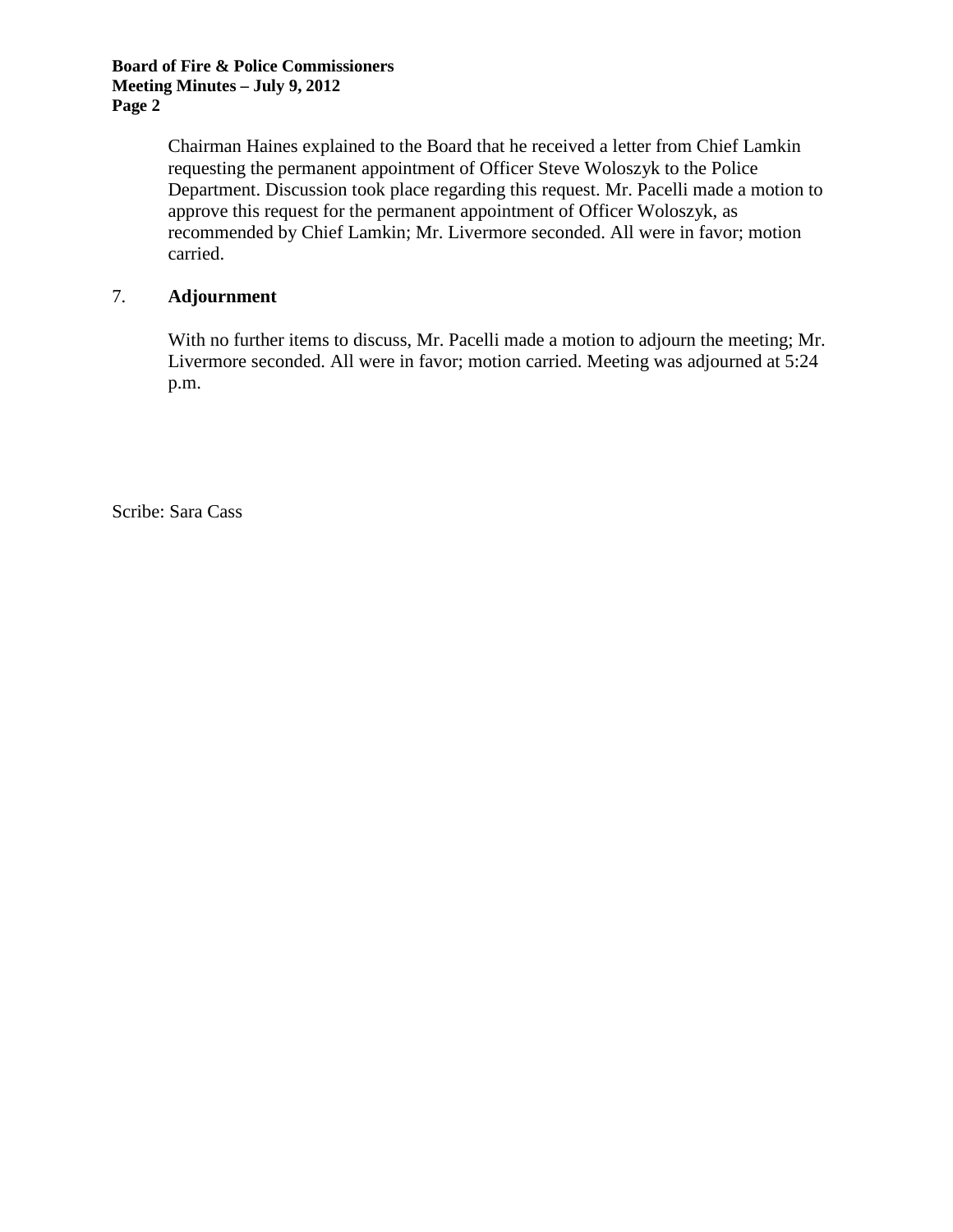Chairman Haines explained to the Board that he received a letter from Chief Lamkin requesting the permanent appointment of Officer Steve Woloszyk to the Police Department. Discussion took place regarding this request. Mr. Pacelli made a motion to approve this request for the permanent appointment of Officer Woloszyk, as recommended by Chief Lamkin; Mr. Livermore seconded. All were in favor; motion carried.

7. **Adjournment**

With no further items to discuss, Mr. Pacelli made a motion to adjourn the meeting; Mr. Livermore seconded. All were in favor; motion carried. Meeting was adjourned at 5:24 p.m.

Scribe: Sara Cass